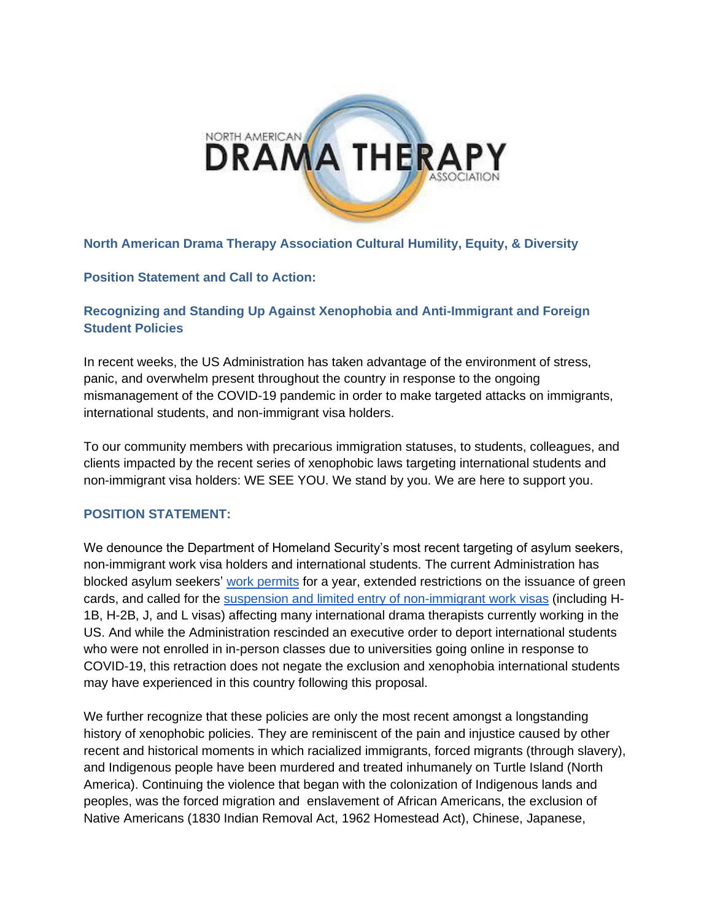**North American Drama Therapy Association Cultural Humility, Equity, & Diversity**

**Position Statement and Call to Action:**

**Recognizing and Standing Up Against Xenophobia and Anti-Immigrant and Foreign Student Policies**

In recent weeks, the US Administration has taken advantage of the environment of stress, panic, and overwhelm present throughout the country in response to the ongoing mismanagement of the COVID-19 pandemic in order to make targeted attacks on immigrants, international students, and non-immigrant visa holders.

To our community members with precarious immigration statuses, to students, colleagues, and clients impacted by the recent series of xenophobic laws targeting international students and non-immigrant visa holders: WE SEE YOU. We stand by you. We are here to support you.

## POSITION STATEMENT:

We denounce the Department of Homeland Security's most recent targeting of asylum seekers, non-immigrant work visa holders and international students. The current Administration has blocked asylum seekers' work permits for a year, extended restrictions on the issuance of green cards, and called for the suspension and limited entry of non-immigrant work visas (including H-1B, H-2B, J, and L visas) affecting many international drama therapists currently working in the US. And while the Administration rescinded an executive order to deport international students who were not enrolled in in-person classes due to universities going online in response to COVID-19, this retraction does not negate the exclusion and xenophobia international students may have experienced in this country following this proposal.

We further recognize that these policies are only the most recent amongst a longstanding history of xenophobic policies. They are reminiscent of the pain and injustice caused by other recent and historical moments in which racialized immigrants, forced migrants (through slavery), and Indigenous people have been murdered and treated inhumanely on Turtle Island (North America). Continuing the violence that began with the colonization of Indigenous lands and peoples, was the forced migration and enslavement of African Americans, the exclusion of Native Americans (1830 Indian Removal Act, 1962 Homestead Act), Chinese, Japanese,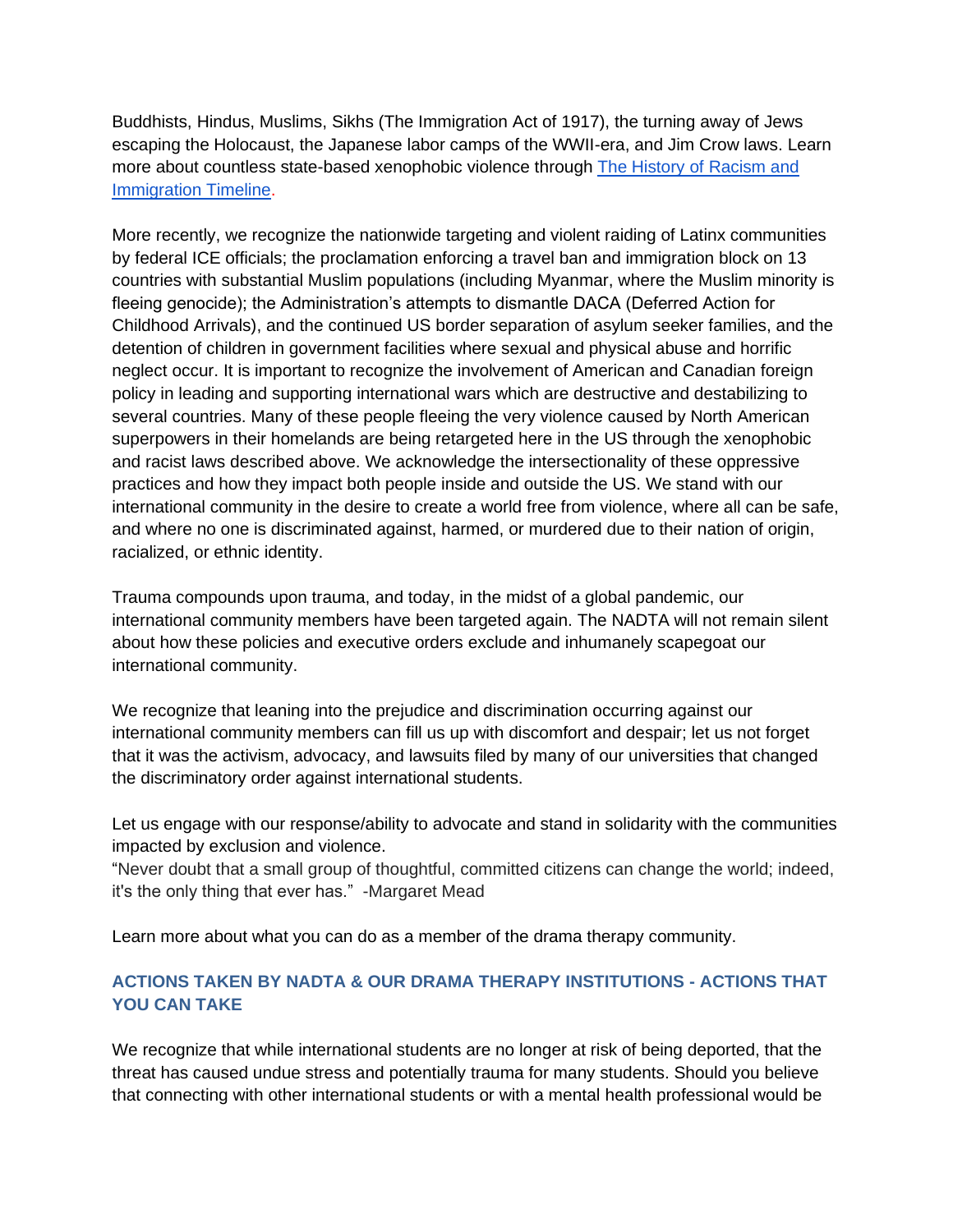Buddhists, Hindus, Muslims, Sikhs (The Immigration Act of 1917), the turning away of Jews escaping the Holocaust, the Japanese labor camps of the WWII-era, and Jim Crow laws. Learn more about countless state-based xenophobic violence through [The History of Racism and Immigration Timeline](#).

More recently, we recognize the nationwide targeting and violent raiding of Latinx communities by federal ICE officials; the proclamation enforcing a travel ban and immigration block on 13 countries with substantial Muslim populations (including Myanmar, where the Muslim minority is fleeing genocide); the Administration's attempts to dismantle DACA (Deferred Action for Childhood Arrivals), and the continued US border separation of asylum seeker families, and the detention of children in government facilities where sexual and physical abuse and horrific neglect occur. It is important to recognize the involvement of American and Canadian foreign policy in leading and supporting international wars which are destructive and destabilizing to several countries. Many of these people fleeing the very violence caused by North American superpowers in their homelands are being retargeted here in the US through the xenophobic and racist laws described above. We acknowledge the intersectionality of these oppressive practices and how they impact both people inside and outside the US. We stand with our international community in the desire to create a world free from violence, where all can be safe, and where no one is discriminated against, harmed, or murdered due to their nation of origin, racialized, or ethnic identity.

Trauma compounds upon trauma, and today, in the midst of a global pandemic, our international community members have been targeted again. The NADTA will not remain silent about how these policies and executive orders exclude and inhumanely scapegoat our international community.

We recognize that leaning into the prejudice and discrimination occurring against our international community members can fill us up with discomfort and despair; let us not forget that it was the activism, advocacy, and lawsuits filed by many of our universities that changed the discriminatory order against international students.

Let us engage with our response/ability to advocate and stand in solidarity with the communities impacted by exclusion and violence.

"Never doubt that a small group of thoughtful, committed citizens can change the world; indeed, it's the only thing that ever has." -Margaret Mead

Learn more about what you can do as a member of the drama therapy community.

### ACTIONS TAKEN BY NADTA & OUR DRAMA THERAPY INSTITUTIONS - ACTIONS THAT YOU CAN TAKE

We recognize that while international students are no longer at risk of being deported, that the threat has caused undue stress and potentially trauma for many students. Should you believe that connecting with other international students or with a mental health professional would be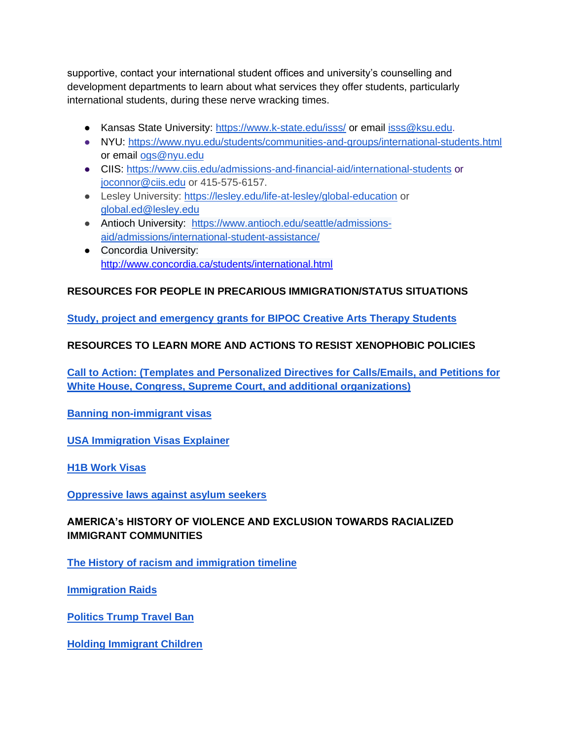supportive, contact your international student offices and university's counselling and development departments to learn about what services they offer students, particularly international students, during these nerve wracking times.

- Kansas State University: https://www.k-state.edu/isss/ or email isss@ksu.edu.
- NYU: https://www.nyu.edu/students/communities-and-groups/international-students.html or email ogs@nyu.edu
- CIIS: https://www.ciis.edu/admissions-and-financial-aid/international-students or joconnor@ciis.edu or 415-575-6157.
- Lesley University: https://lesley.edu/life-at-lesley/global-education or global.ed@lesley.edu
- Antioch University: https://www.antioch.edu/seattle/admissions-aid/admissions/international-student-assistance/
- Concordia University: http://www.concordia.ca/students/international.html

**RESOURCES FOR PEOPLE IN PRECARIOUS IMMIGRATION/STATUS SITUATIONS**

**Study, project and emergency grants for BIPOC Creative Arts Therapy Students**

**RESOURCES TO LEARN MORE AND ACTIONS TO RESIST XENOPHOBIC POLICIES**

**Call to Action: (Templates and Personalized Directives for Calls/Emails, and Petitions for White House, Congress, Supreme Court, and additional organizations)**

**Banning non-immigrant visas**

**USA Immigration Visas Explainer**

**H1B Work Visas**

**Oppressive laws against asylum seekers**

**AMERICA's HISTORY OF VIOLENCE AND EXCLUSION TOWARDS RACIALIZED IMMIGRANT COMMUNITIES**

**The History of racism and immigration timeline**

**Immigration Raids**

**Politics Trump Travel Ban**

**Holding Immigrant Children**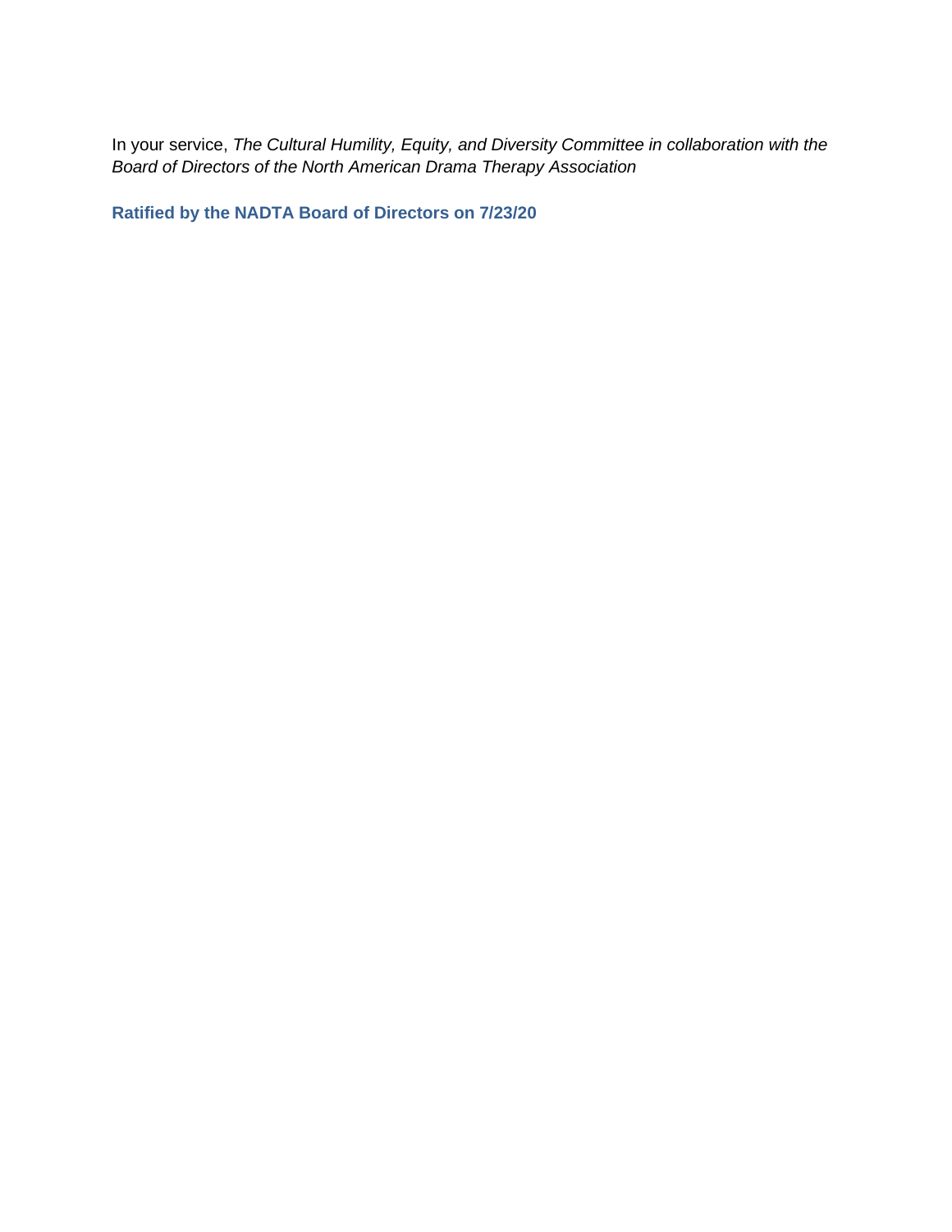In your service, *The Cultural Humility, Equity, and Diversity Committee in collaboration with the Board of Directors of the North American Drama Therapy Association*

**Ratified by the NADTA Board of Directors on 7/23/20**